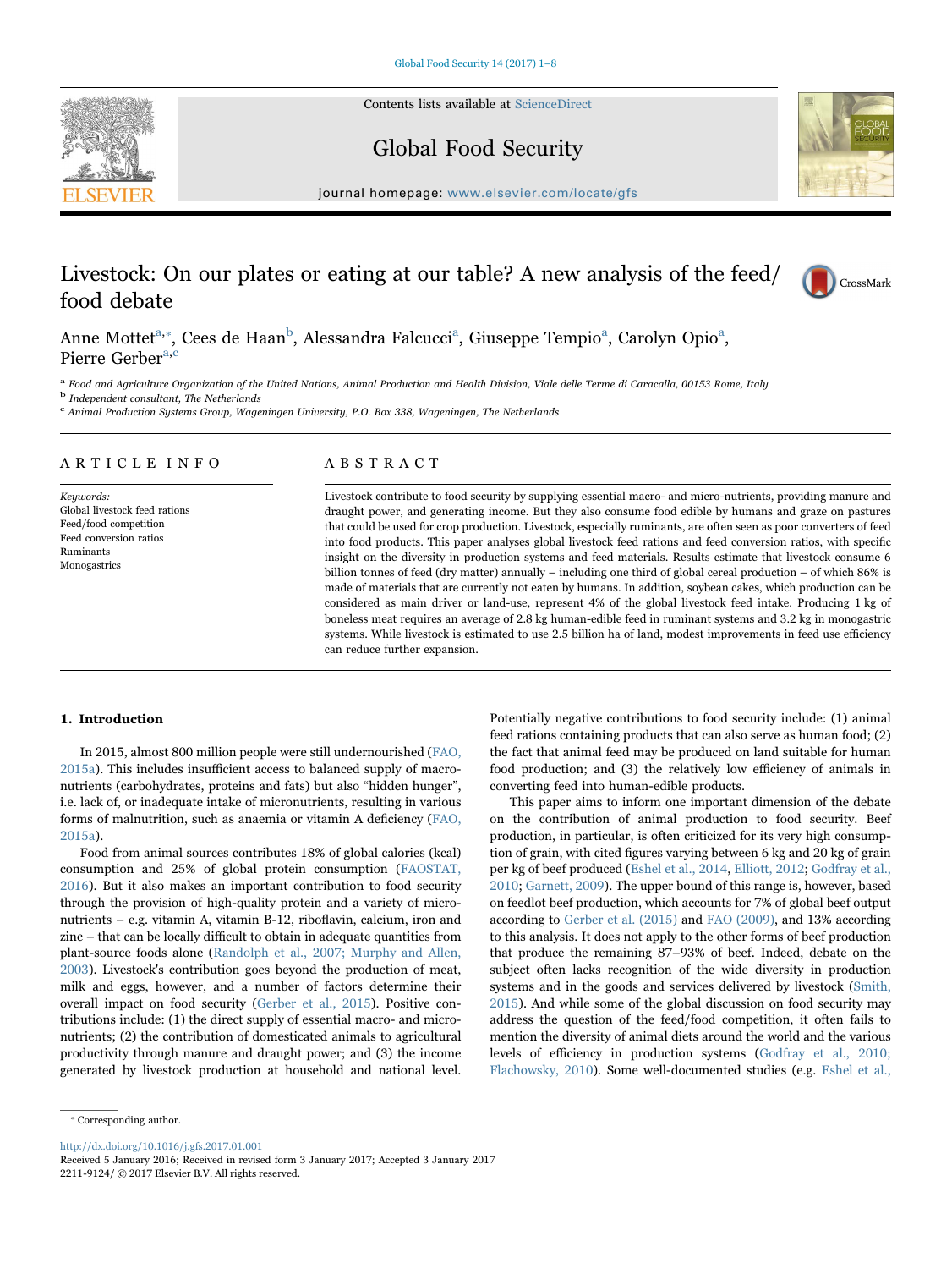# Livestock: On our plates or eating at our table? A new analysis of the feed/food debate

Anne Mottet[a,*], Cees de Haan[b], Alessandra Falcucci[a], Giuseppe Tempio[a], Carolyn Opio[a], Pierre Gerber[a,c]

[a] Food and Agriculture Organization of the United Nations, Animal Production and Health Division, Viale delle Terme di Caracalla, 00153 Rome, Italy
[b] Independent consultant, The Netherlands
[c] Animal Production Systems Group, Wageningen University, P.O. Box 338, Wageningen, The Netherlands

## ARTICLE INFO

*Keywords:*
Global livestock feed rations
Feed/food competition
Feed conversion ratios
Ruminants
Monogastrics

## ABSTRACT

Livestock contribute to food security by supplying essential macro- and micro-nutrients, providing manure and draught power, and generating income. But they also consume food edible by humans and graze on pastures that could be used for crop production. Livestock, especially ruminants, are often seen as poor converters of feed into food products. This paper analyses global livestock feed rations and feed conversion ratios, with specific insight on the diversity in production systems and feed materials. Results estimate that livestock consume 6 billion tonnes of feed (dry matter) annually – including one third of global cereal production – of which 86% is made of materials that are currently not eaten by humans. In addition, soybean cakes, which production can be considered as main driver or land-use, represent 4% of the global livestock feed intake. Producing 1 kg of boneless meat requires an average of 2.8 kg human-edible feed in ruminant systems and 3.2 kg in monogastric systems. While livestock is estimated to use 2.5 billion ha of land, modest improvements in feed use efficiency can reduce further expansion.

## 1. Introduction

In 2015, almost 800 million people were still undernourished (FAO, 2015a). This includes insufficient access to balanced supply of macronutrients (carbohydrates, proteins and fats) but also "hidden hunger", i.e. lack of, or inadequate intake of micronutrients, resulting in various forms of malnutrition, such as anaemia or vitamin A deficiency (FAO, 2015a).

Food from animal sources contributes 18% of global calories (kcal) consumption and 25% of global protein consumption (FAOSTAT, 2016). But it also makes an important contribution to food security through the provision of high-quality protein and a variety of micronutrients – e.g. vitamin A, vitamin B-12, riboflavin, calcium, iron and zinc – that can be locally difficult to obtain in adequate quantities from plant-source foods alone (Randolph et al., 2007; Murphy and Allen, 2003). Livestock's contribution goes beyond the production of meat, milk and eggs, however, and a number of factors determine their overall impact on food security (Gerber et al., 2015). Positive contributions include: (1) the direct supply of essential macro- and micronutrients; (2) the contribution of domesticated animals to agricultural productivity through manure and draught power; and (3) the income generated by livestock production at household and national level. Potentially negative contributions to food security include: (1) animal feed rations containing products that can also serve as human food; (2) the fact that animal feed may be produced on land suitable for human food production; and (3) the relatively low efficiency of animals in converting feed into human-edible products.

This paper aims to inform one important dimension of the debate on the contribution of animal production to food security. Beef production, in particular, is often criticized for its very high consumption of grain, with cited figures varying between 6 kg and 20 kg of grain per kg of beef produced (Eshel et al., 2014, Elliott, 2012; Godfray et al., 2010; Garnett, 2009). The upper bound of this range is, however, based on feedlot beef production, which accounts for 7% of global beef output according to Gerber et al. (2015) and FAO (2009), and 13% according to this analysis. It does not apply to the other forms of beef production that produce the remaining 87–93% of beef. Indeed, debate on the subject often lacks recognition of the wide diversity in production systems and in the goods and services delivered by livestock (Smith, 2015). And while some of the global discussion on food security may address the question of the feed/food competition, it often fails to mention the diversity of animal diets around the world and the various levels of efficiency in production systems (Godfray et al., 2010; Flachowsky, 2010). Some well-documented studies (e.g. Eshel et al.,

* Corresponding author.

http://dx.doi.org/10.1016/j.gfs.2017.01.001
Received 5 January 2016; Received in revised form 3 January 2017; Accepted 3 January 2017
2211-9124/ © 2017 Elsevier B.V. All rights reserved.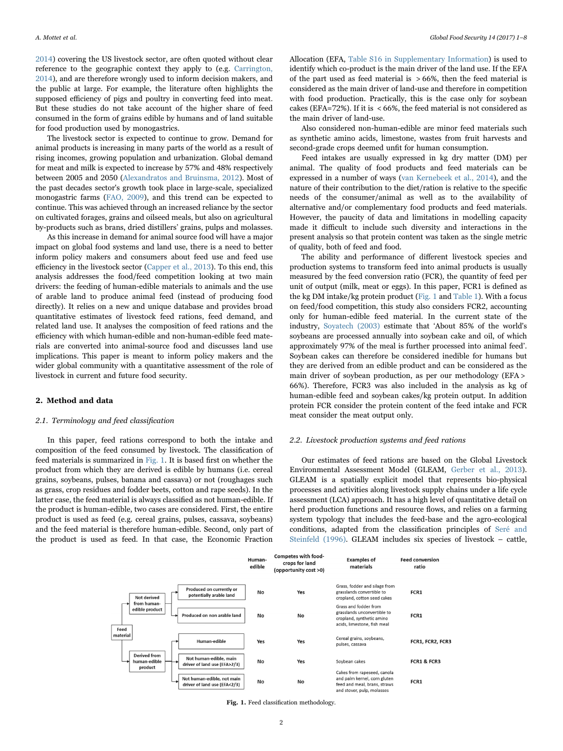2014) covering the US livestock sector, are often quoted without clear reference to the geographic context they apply to (e.g. Carrington, 2014), and are therefore wrongly used to inform decision makers, and the public at large. For example, the literature often highlights the supposed efficiency of pigs and poultry in converting feed into meat. But these studies do not take account of the higher share of feed consumed in the form of grains edible by humans and of land suitable for food production used by monogastrics.

The livestock sector is expected to continue to grow. Demand for animal products is increasing in many parts of the world as a result of rising incomes, growing population and urbanization. Global demand for meat and milk is expected to increase by 57% and 48% respectively between 2005 and 2050 (Alexandratos and Bruinsma, 2012). Most of the past decades sector's growth took place in large-scale, specialized monogastric farms (FAO, 2009), and this trend can be expected to continue. This was achieved through an increased reliance by the sector on cultivated forages, grains and oilseed meals, but also on agricultural by-products such as brans, dried distillers' grains, pulps and molasses.

As this increase in demand for animal source food will have a major impact on global food systems and land use, there is a need to better inform policy makers and consumers about feed use and feed use efficiency in the livestock sector (Capper et al., 2013). To this end, this analysis addresses the food/feed competition looking at two main drivers: the feeding of human-edible materials to animals and the use of arable land to produce animal feed (instead of producing food directly). It relies on a new and unique database and provides broad quantitative estimates of livestock feed rations, feed demand, and related land use. It analyses the composition of feed rations and the efficiency with which human-edible and non-human-edible feed materials are converted into animal-source food and discusses land use implications. This paper is meant to inform policy makers and the wider global community with a quantitative assessment of the role of livestock in current and future food security.

## 2. Method and data

### 2.1. Terminology and feed classification

In this paper, feed rations correspond to both the intake and composition of the feed consumed by livestock. The classification of feed materials is summarized in Fig. 1. It is based first on whether the product from which they are derived is edible by humans (i.e. cereal grains, soybeans, pulses, banana and cassava) or not (roughages such as grass, crop residues and fodder beets, cotton and rape seeds). In the latter case, the feed material is always classified as not human-edible. If the product is human-edible, two cases are considered. First, the entire product is used as feed (e.g. cereal grains, pulses, cassava, soybeans) and the feed material is therefore human-edible. Second, only part of the product is used as feed. In that case, the Economic Fraction Allocation (EFA, Table S16 in Supplementary Information) is used to identify which co-product is the main driver of the land use. If the EFA of the part used as feed material is > 66%, then the feed material is considered as the main driver of land-use and therefore in competition with food production. Practically, this is the case only for soybean cakes (EFA=72%). If it is < 66%, the feed material is not considered as the main driver of land-use.

Also considered non-human-edible are minor feed materials such as synthetic amino acids, limestone, wastes from fruit harvests and second-grade crops deemed unfit for human consumption.

Feed intakes are usually expressed in kg dry matter (DM) per animal. The quality of food products and feed materials can be expressed in a number of ways (van Kernebeek et al., 2014), and the nature of their contribution to the diet/ration is relative to the specific needs of the consumer/animal as well as to the availability of alternative and/or complementary food products and feed materials. However, the paucity of data and limitations in modelling capacity made it difficult to include such diversity and interactions in the present analysis so that protein content was taken as the single metric of quality, both of feed and food.

The ability and performance of different livestock species and production systems to transform feed into animal products is usually measured by the feed conversion ratio (FCR), the quantity of feed per unit of output (milk, meat or eggs). In this paper, FCR1 is defined as the kg DM intake/kg protein product (Fig. 1 and Table 1). With a focus on feed/food competition, this study also considers FCR2, accounting only for human-edible feed material. In the current state of the industry, Soyatech (2003) estimate that 'About 85% of the world's soybeans are processed annually into soybean cake and oil, of which approximately 97% of the meal is further processed into animal feed'. Soybean cakes can therefore be considered inedible for humans but they are derived from an edible product and can be considered as the main driver of soybean production, as per our methodology (EFA > 66%). Therefore, FCR3 was also included in the analysis as kg of human-edible feed and soybean cakes/kg protein output. In addition protein FCR consider the protein content of the feed intake and FCR meat consider the meat output only.

### 2.2. Livestock production systems and feed rations

Our estimates of feed rations are based on the Global Livestock Environmental Assessment Model (GLEAM, Gerber et al., 2013). GLEAM is a spatially explicit model that represents bio-physical processes and activities along livestock supply chains under a life cycle assessment (LCA) approach. It has a high level of quantitative detail on herd production functions and resource flows, and relies on a farming system typology that includes the feed-base and the agro-ecological conditions, adapted from the classification principles of Seré and Steinfeld (1996). GLEAM includes six species of livestock – cattle,

| Feed material | | Category | Human-edible | Competes with food-crops for land (opportunity cost >0) | Examples of materials | Feed conversion ratio |
|---|---|---|---|---|---|---|
| Feed material | Not derived from human-edible product | Produced on currently or potentially arable land | No | Yes | Grass, fodder and silage from grasslands convertible to cropland, cotton seed cakes | FCR1 |
| | | Produced on non arable land | No | No | Grass and fodder from grasslands unconvertible to cropland, synthetic amino acids, limestone, fish meal | FCR1 |
| | Derived from human-edible product | Human-edible | Yes | Yes | Cereal grains, soybeans, pulses, cassava | FCR1, FCR2, FCR3 |
| | | Not human-edible, main driver of land use (EFA>2/3) | No | Yes | Soybean cakes | FCR1 & FCR3 |
| | | Not human-edible, not main driver of land use (EFA<2/3) | No | No | Cakes from rapeseed, canola and palm kernel, corn gluten feed and meal, brans, straws and stover, pulp, molasses | FCR1 |

**Fig. 1.** Feed classification methodology.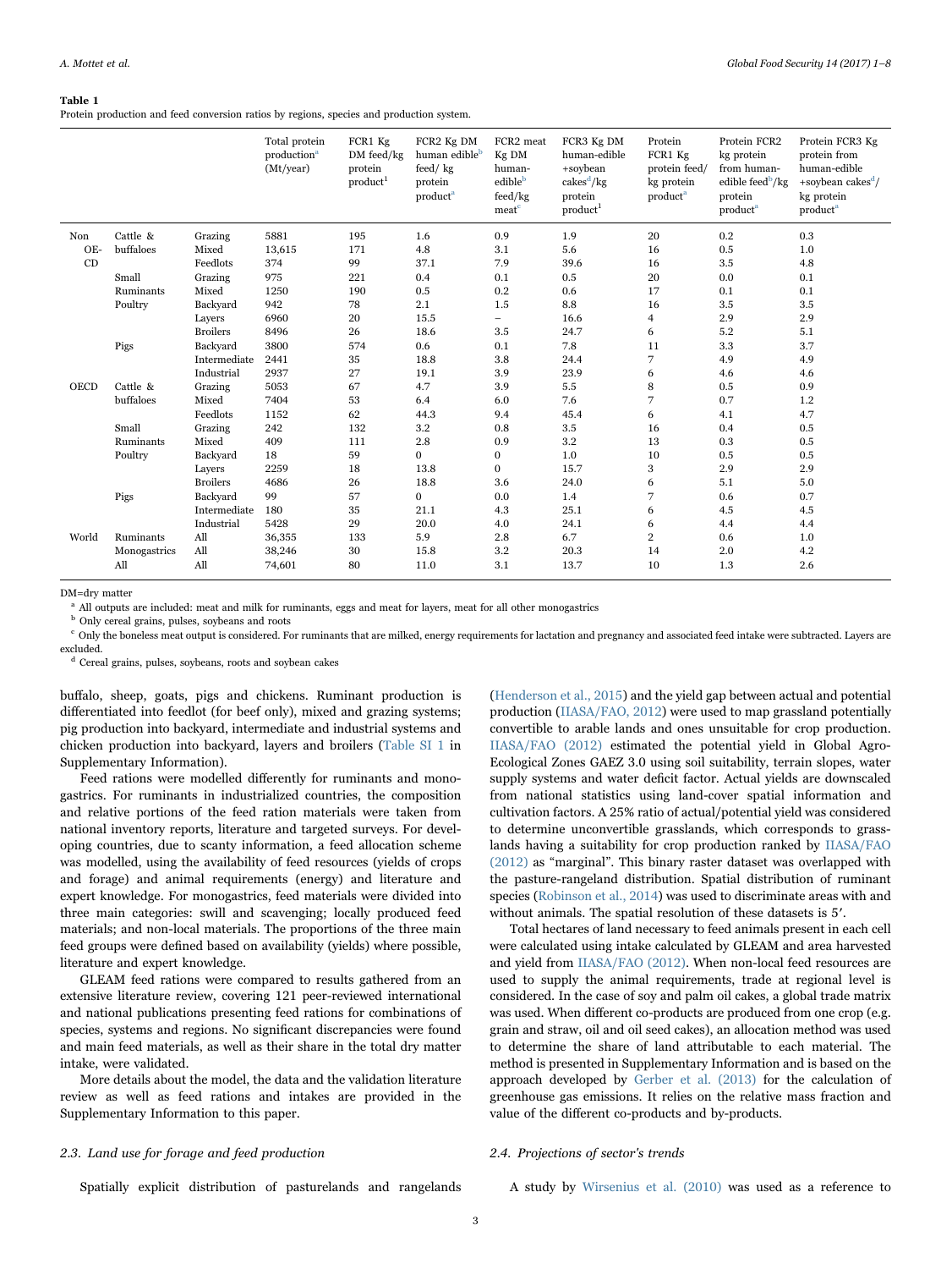**Table 1**
Protein production and feed conversion ratios by regions, species and production system.

| | | | Total protein production[a] (Mt/year) | FCR1 Kg DM feed/kg protein product[1] | FCR2 Kg DM human edible[b] feed/ kg protein product[a] | FCR2 meat Kg DM human-edible[b] feed/kg meat[c] | FCR3 Kg DM human-edible +soybean cakes[d]/kg protein product[1] | Protein FCR1 Kg protein feed/ kg protein product[a] | Protein FCR2 kg protein from human-edible feed[b]/kg protein product[a] | Protein FCR3 Kg protein from human-edible +soybean cakes[d]/ kg protein product[a] |
|---|---|---|---|---|---|---|---|---|---|---|
| Non OECD | Cattle & buffaloes | Grazing | 5881 | 195 | 1.6 | 0.9 | 1.9 | 20 | 0.2 | 0.3 |
| | | Mixed | 13,615 | 171 | 4.8 | 3.1 | 5.6 | 16 | 0.5 | 1.0 |
| | | Feedlots | 374 | 99 | 37.1 | 7.9 | 39.6 | 16 | 3.5 | 4.8 |
| | Small Ruminants | Grazing | 975 | 221 | 0.4 | 0.1 | 0.5 | 20 | 0.0 | 0.1 |
| | | Mixed | 1250 | 190 | 0.5 | 0.2 | 0.6 | 17 | 0.1 | 0.1 |
| | Poultry | Backyard | 942 | 78 | 2.1 | 1.5 | 8.8 | 16 | 3.5 | 3.5 |
| | | Layers | 6960 | 20 | 15.5 | – | 16.6 | 4 | 2.9 | 2.9 |
| | | Broilers | 8496 | 26 | 18.6 | 3.5 | 24.7 | 6 | 5.2 | 5.1 |
| | Pigs | Backyard | 3800 | 574 | 0.6 | 0.1 | 7.8 | 11 | 3.3 | 3.7 |
| | | Intermediate | 2441 | 35 | 18.8 | 3.8 | 24.4 | 7 | 4.9 | 4.9 |
| | | Industrial | 2937 | 27 | 19.1 | 3.9 | 23.9 | 6 | 4.6 | 4.6 |
| OECD | Cattle & buffaloes | Grazing | 5053 | 67 | 4.7 | 3.9 | 5.5 | 8 | 0.5 | 0.9 |
| | | Mixed | 7404 | 53 | 6.4 | 6.0 | 7.6 | 7 | 0.7 | 1.2 |
| | | Feedlots | 1152 | 62 | 44.3 | 9.4 | 45.4 | 6 | 4.1 | 4.7 |
| | Small Ruminants | Grazing | 242 | 132 | 3.2 | 0.8 | 3.5 | 16 | 0.4 | 0.5 |
| | | Mixed | 409 | 111 | 2.8 | 0.9 | 3.2 | 13 | 0.3 | 0.5 |
| | Poultry | Backyard | 18 | 59 | 0 | 0 | 1.0 | 10 | 0.5 | 0.5 |
| | | Layers | 2259 | 18 | 13.8 | 0 | 15.7 | 3 | 2.9 | 2.9 |
| | | Broilers | 4686 | 26 | 18.8 | 3.6 | 24.0 | 6 | 5.1 | 5.0 |
| | Pigs | Backyard | 99 | 57 | 0 | 0.0 | 1.4 | 7 | 0.6 | 0.7 |
| | | Intermediate | 180 | 35 | 21.1 | 4.3 | 25.1 | 6 | 4.5 | 4.5 |
| | | Industrial | 5428 | 29 | 20.0 | 4.0 | 24.1 | 6 | 4.4 | 4.4 |
| World | Ruminants | All | 36,355 | 133 | 5.9 | 2.8 | 6.7 | 2 | 0.6 | 1.0 |
| | Monogastrics | All | 38,246 | 30 | 15.8 | 3.2 | 20.3 | 14 | 2.0 | 4.2 |
| | All | All | 74,601 | 80 | 11.0 | 3.1 | 13.7 | 10 | 1.3 | 2.6 |

DM=dry matter

[a] All outputs are included: meat and milk for ruminants, eggs and meat for layers, meat for all other monogastrics

[b] Only cereal grains, pulses, soybeans and roots

[c] Only the boneless meat output is considered. For ruminants that are milked, energy requirements for lactation and pregnancy and associated feed intake were subtracted. Layers are excluded.

[d] Cereal grains, pulses, soybeans, roots and soybean cakes

buffalo, sheep, goats, pigs and chickens. Ruminant production is differentiated into feedlot (for beef only), mixed and grazing systems; pig production into backyard, intermediate and industrial systems and chicken production into backyard, layers and broilers (Table SI 1 in Supplementary Information).

Feed rations were modelled differently for ruminants and monogastrics. For ruminants in industrialized countries, the composition and relative portions of the feed ration materials were taken from national inventory reports, literature and targeted surveys. For developing countries, due to scanty information, a feed allocation scheme was modelled, using the availability of feed resources (yields of crops and forage) and animal requirements (energy) and literature and expert knowledge. For monogastrics, feed materials were divided into three main categories: swill and scavenging; locally produced feed materials; and non-local materials. The proportions of the three main feed groups were defined based on availability (yields) where possible, literature and expert knowledge.

GLEAM feed rations were compared to results gathered from an extensive literature review, covering 121 peer-reviewed international and national publications presenting feed rations for combinations of species, systems and regions. No significant discrepancies were found and main feed materials, as well as their share in the total dry matter intake, were validated.

More details about the model, the data and the validation literature review as well as feed rations and intakes are provided in the Supplementary Information to this paper.

### 2.3. Land use for forage and feed production

Spatially explicit distribution of pasturelands and rangelands (Henderson et al., 2015) and the yield gap between actual and potential production (IIASA/FAO, 2012) were used to map grassland potentially convertible to arable lands and ones unsuitable for crop production. IIASA/FAO (2012) estimated the potential yield in Global Agro-Ecological Zones GAEZ 3.0 using soil suitability, terrain slopes, water supply systems and water deficit factor. Actual yields are downscaled from national statistics using land-cover spatial information and cultivation factors. A 25% ratio of actual/potential yield was considered to determine unconvertible grasslands, which corresponds to grasslands having a suitability for crop production ranked by IIASA/FAO (2012) as "marginal". This binary raster dataset was overlapped with the pasture-rangeland distribution. Spatial distribution of ruminant species (Robinson et al., 2014) was used to discriminate areas with and without animals. The spatial resolution of these datasets is 5′.

Total hectares of land necessary to feed animals present in each cell were calculated using intake calculated by GLEAM and area harvested and yield from IIASA/FAO (2012). When non-local feed resources are used to supply the animal requirements, trade at regional level is considered. In the case of soy and palm oil cakes, a global trade matrix was used. When different co-products are produced from one crop (e.g. grain and straw, oil and oil seed cakes), an allocation method was used to determine the share of land attributable to each material. The method is presented in Supplementary Information and is based on the approach developed by Gerber et al. (2013) for the calculation of greenhouse gas emissions. It relies on the relative mass fraction and value of the different co-products and by-products.

### 2.4. Projections of sector's trends

A study by Wirsenius et al. (2010) was used as a reference to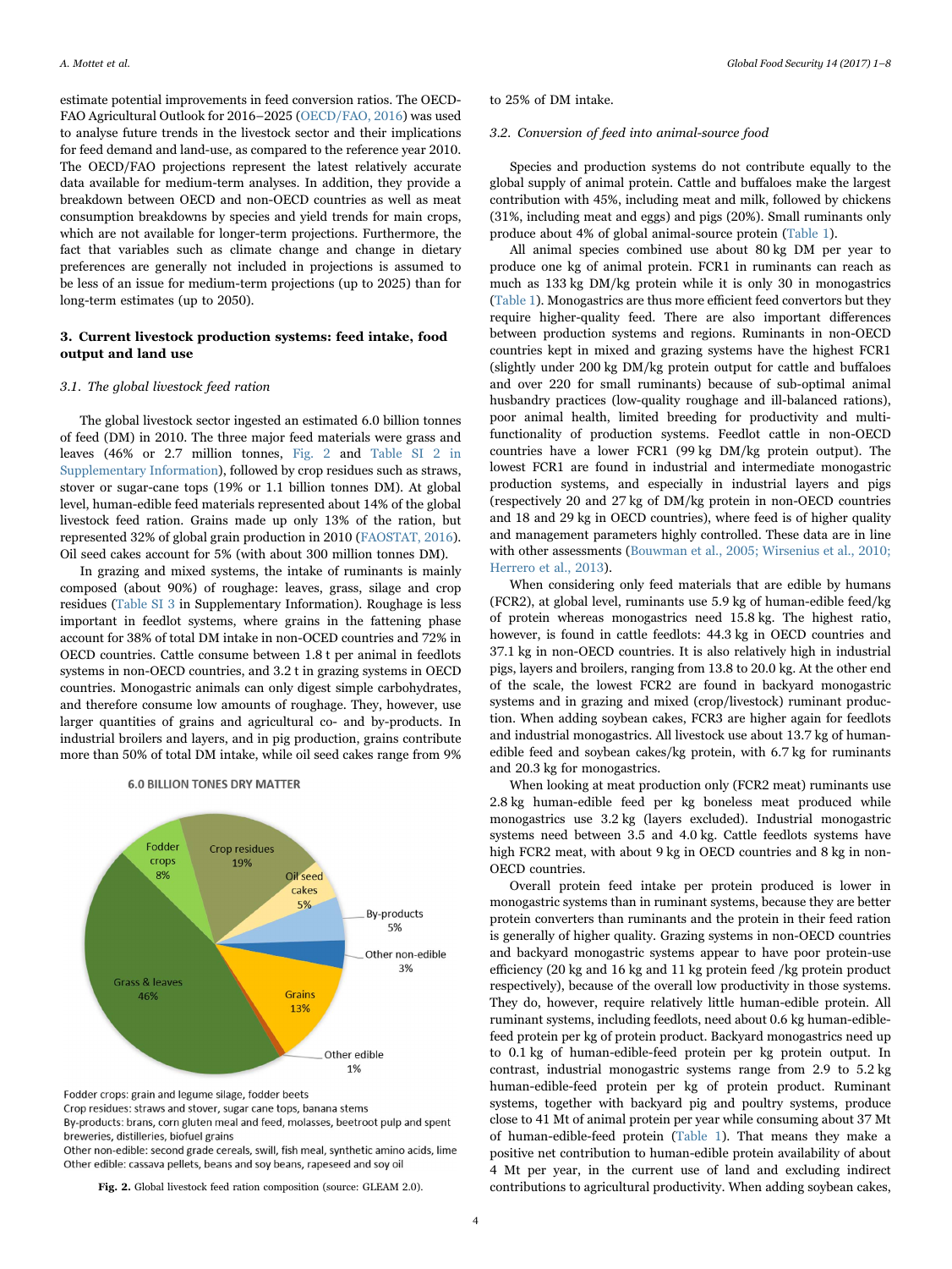estimate potential improvements in feed conversion ratios. The OECD-FAO Agricultural Outlook for 2016–2025 (OECD/FAO, 2016) was used to analyse future trends in the livestock sector and their implications for feed demand and land-use, as compared to the reference year 2010. The OECD/FAO projections represent the latest relatively accurate data available for medium-term analyses. In addition, they provide a breakdown between OECD and non-OECD countries as well as meat consumption breakdowns by species and yield trends for main crops, which are not available for longer-term projections. Furthermore, the fact that variables such as climate change and change in dietary preferences are generally not included in projections is assumed to be less of an issue for medium-term projections (up to 2025) than for long-term estimates (up to 2050).

## 3. Current livestock production systems: feed intake, food output and land use

### 3.1. The global livestock feed ration

The global livestock sector ingested an estimated 6.0 billion tonnes of feed (DM) in 2010. The three major feed materials were grass and leaves (46% or 2.7 million tonnes, Fig. 2 and Table SI 2 in Supplementary Information), followed by crop residues such as straws, stover or sugar-cane tops (19% or 1.1 billion tonnes DM). At global level, human-edible feed materials represented about 14% of the global livestock feed ration. Grains made up only 13% of the ration, but represented 32% of global grain production in 2010 (FAOSTAT, 2016). Oil seed cakes account for 5% (with about 300 million tonnes DM).

In grazing and mixed systems, the intake of ruminants is mainly composed (about 90%) of roughage: leaves, grass, silage and crop residues (Table SI 3 in Supplementary Information). Roughage is less important in feedlot systems, where grains in the fattening phase account for 38% of total DM intake in non-OCED countries and 72% in OECD countries. Cattle consume between 1.8 t per animal in feedlots systems in non-OECD countries, and 3.2 t in grazing systems in OECD countries. Monogastric animals can only digest simple carbohydrates, and therefore consume low amounts of roughage. They, however, use larger quantities of grains and agricultural co- and by-products. In industrial broilers and layers, and in pig production, grains contribute more than 50% of total DM intake, while oil seed cakes range from 9% to 25% of DM intake.

6.0 BILLION TONES DRY MATTER

Fodder crops: grain and legume silage, fodder beets
Crop residues: straws and stover, sugar cane tops, banana stems
By-products: brans, corn gluten meal and feed, molasses, beetroot pulp and spent breweries, distilleries, biofuel grains
Other non-edible: second grade cereals, swill, fish meal, synthetic amino acids, lime
Other edible: cassava pellets, beans and soy beans, rapeseed and soy oil

Fig. 2. Global livestock feed ration composition (source: GLEAM 2.0).

### 3.2. Conversion of feed into animal-source food

Species and production systems do not contribute equally to the global supply of animal protein. Cattle and buffaloes make the largest contribution with 45%, including meat and milk, followed by chickens (31%, including meat and eggs) and pigs (20%). Small ruminants only produce about 4% of global animal-source protein (Table 1).

All animal species combined use about 80 kg DM per year to produce one kg of animal protein. FCR1 in ruminants can reach as much as 133 kg DM/kg protein while it is only 30 in monogastrics (Table 1). Monogastrics are thus more efficient feed convertors but they require higher-quality feed. There are also important differences between production systems and regions. Ruminants in non-OECD countries kept in mixed and grazing systems have the highest FCR1 (slightly under 200 kg DM/kg protein output for cattle and buffaloes and over 220 for small ruminants) because of sub-optimal animal husbandry practices (low-quality roughage and ill-balanced rations), poor animal health, limited breeding for productivity and multi-functionality of production systems. Feedlot cattle in non-OECD countries have a lower FCR1 (99 kg DM/kg protein output). The lowest FCR1 are found in industrial and intermediate monogastric production systems, and especially in industrial layers and pigs (respectively 20 and 27 kg of DM/kg protein in non-OECD countries and 18 and 29 kg in OECD countries), where feed is of higher quality and management parameters highly controlled. These data are in line with other assessments (Bouwman et al., 2005; Wirsenius et al., 2010; Herrero et al., 2013).

When considering only feed materials that are edible by humans (FCR2), at global level, ruminants use 5.9 kg of human-edible feed/kg of protein whereas monogastrics need 15.8 kg. The highest ratio, however, is found in cattle feedlots: 44.3 kg in OECD countries and 37.1 kg in non-OECD countries. It is also relatively high in industrial pigs, layers and broilers, ranging from 13.8 to 20.0 kg. At the other end of the scale, the lowest FCR2 are found in backyard monogastric systems and in grazing and mixed (crop/livestock) ruminant production. When adding soybean cakes, FCR3 are higher again for feedlots and industrial monogastrics. All livestock use about 13.7 kg of human-edible feed and soybean cakes/kg protein, with 6.7 kg for ruminants and 20.3 kg for monogastrics.

When looking at meat production only (FCR2 meat) ruminants use 2.8 kg human-edible feed per kg boneless meat produced while monogastrics use 3.2 kg (layers excluded). Industrial monogastric systems need between 3.5 and 4.0 kg. Cattle feedlots systems have high FCR2 meat, with about 9 kg in OECD countries and 8 kg in non-OECD countries.

Overall protein feed intake per protein produced is lower in monogastric systems than in ruminant systems, because they are better protein converters than ruminants and the protein in their feed ration is generally of higher quality. Grazing systems in non-OECD countries and backyard monogastric systems appear to have poor protein-use efficiency (20 kg and 16 kg and 11 kg protein feed /kg protein product respectively), because of the overall low productivity in those systems. They do, however, require relatively little human-edible protein. All ruminant systems, including feedlots, need about 0.6 kg human-edible-feed protein per kg of protein product. Backyard monogastrics need up to 0.1 kg of human-edible-feed protein per kg protein output. In contrast, industrial monogastric systems range from 2.9 to 5.2 kg human-edible-feed protein per kg of protein product. Ruminant systems, together with backyard pig and poultry systems, produce close to 41 Mt of animal protein per year while consuming about 37 Mt of human-edible-feed protein (Table 1). That means they make a positive net contribution to human-edible protein availability of about 4 Mt per year, in the current use of land and excluding indirect contributions to agricultural productivity. When adding soybean cakes,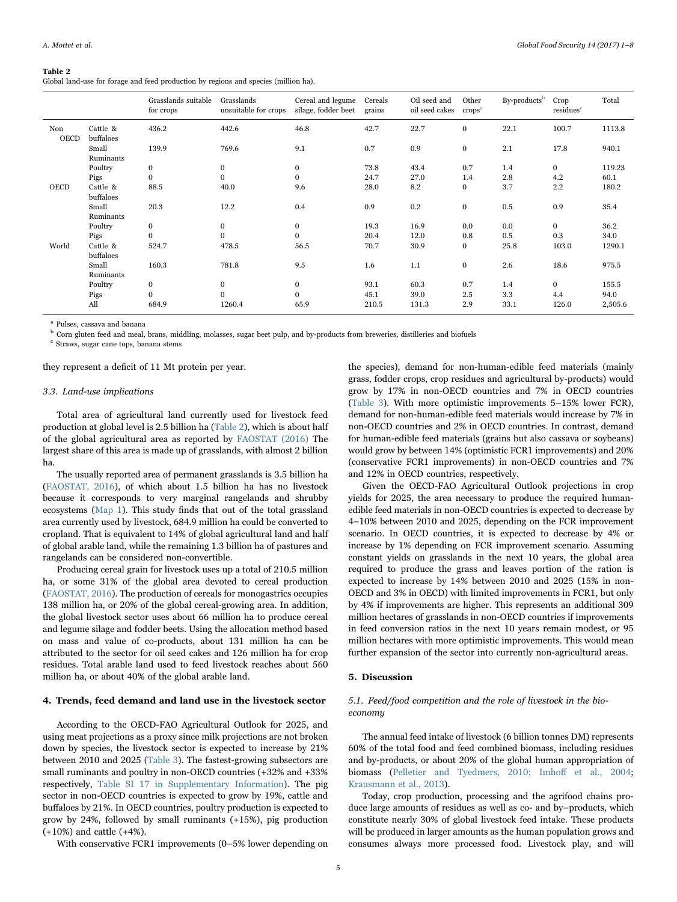**Table 2**
Global land-use for forage and feed production by regions and species (million ha).

| | | Grasslands suitable for crops | Grasslands unsuitable for crops | Cereal and legume silage, fodder beet | Cereals grains | Oil seed and oil seed cakes | Other crops[a] | By-products[b] | Crop residues[c] | Total |
|---|---|---|---|---|---|---|---|---|---|---|
| Non OECD | Cattle & buffaloes | 436.2 | 442.6 | 46.8 | 42.7 | 22.7 | 0 | 22.1 | 100.7 | 1113.8 |
| | Small Ruminants | 139.9 | 769.6 | 9.1 | 0.7 | 0.9 | 0 | 2.1 | 17.8 | 940.1 |
| | Poultry | 0 | 0 | 0 | 73.8 | 43.4 | 0.7 | 1.4 | 0 | 119.23 |
| | Pigs | 0 | 0 | 0 | 24.7 | 27.0 | 1.4 | 2.8 | 4.2 | 60.1 |
| OECD | Cattle & buffaloes | 88.5 | 40.0 | 9.6 | 28.0 | 8.2 | 0 | 3.7 | 2.2 | 180.2 |
| | Small Ruminants | 20.3 | 12.2 | 0.4 | 0.9 | 0.2 | 0 | 0.5 | 0.9 | 35.4 |
| | Poultry | 0 | 0 | 0 | 19.3 | 16.9 | 0.0 | 0.0 | 0 | 36.2 |
| | Pigs | 0 | 0 | 0 | 20.4 | 12.0 | 0.8 | 0.5 | 0.3 | 34.0 |
| World | Cattle & buffaloes | 524.7 | 478.5 | 56.5 | 70.7 | 30.9 | 0 | 25.8 | 103.0 | 1290.1 |
| | Small Ruminants | 160.3 | 781.8 | 9.5 | 1.6 | 1.1 | 0 | 2.6 | 18.6 | 975.5 |
| | Poultry | 0 | 0 | 0 | 93.1 | 60.3 | 0.7 | 1.4 | 0 | 155.5 |
| | Pigs | 0 | 0 | 0 | 45.1 | 39.0 | 2.5 | 3.3 | 4.4 | 94.0 |
| | All | 684.9 | 1260.4 | 65.9 | 210.5 | 131.3 | 2.9 | 33.1 | 126.0 | 2,505.6 |

[a] Pulses, cassava and banana

[b] Corn gluten feed and meal, brans, middling, molasses, sugar beet pulp, and by-products from breweries, distilleries and biofuels

[c] Straws, sugar cane tops, banana stems

they represent a deficit of 11 Mt protein per year.

### 3.3. Land-use implications

Total area of agricultural land currently used for livestock feed production at global level is 2.5 billion ha (Table 2), which is about half of the global agricultural area as reported by FAOSTAT (2016) The largest share of this area is made up of grasslands, with almost 2 billion ha.

The usually reported area of permanent grasslands is 3.5 billion ha (FAOSTAT, 2016), of which about 1.5 billion ha has no livestock because it corresponds to very marginal rangelands and shrubby ecosystems (Map 1). This study finds that out of the total grassland area currently used by livestock, 684.9 million ha could be converted to cropland. That is equivalent to 14% of global agricultural land and half of global arable land, while the remaining 1.3 billion ha of pastures and rangelands can be considered non-convertible.

Producing cereal grain for livestock uses up a total of 210.5 million ha, or some 31% of the global area devoted to cereal production (FAOSTAT, 2016). The production of cereals for monogastrics occupies 138 million ha, or 20% of the global cereal-growing area. In addition, the global livestock sector uses about 66 million ha to produce cereal and legume silage and fodder beets. Using the allocation method based on mass and value of co-products, about 131 million ha can be attributed to the sector for oil seed cakes and 126 million ha for crop residues. Total arable land used to feed livestock reaches about 560 million ha, or about 40% of the global arable land.

## 4. Trends, feed demand and land use in the livestock sector

According to the OECD-FAO Agricultural Outlook for 2025, and using meat projections as a proxy since milk projections are not broken down by species, the livestock sector is expected to increase by 21% between 2010 and 2025 (Table 3). The fastest-growing subsectors are small ruminants and poultry in non-OECD countries (+32% and +33% respectively, Table SI 17 in Supplementary Information). The pig sector in non-OECD countries is expected to grow by 19%, cattle and buffaloes by 21%. In OECD countries, poultry production is expected to grow by 24%, followed by small ruminants (+15%), pig production (+10%) and cattle (+4%).

With conservative FCR1 improvements (0–5% lower depending on the species), demand for non-human-edible feed materials (mainly grass, fodder crops, crop residues and agricultural by-products) would grow by 17% in non-OECD countries and 7% in OECD countries (Table 3). With more optimistic improvements 5–15% lower FCR), demand for non-human-edible feed materials would increase by 7% in non-OECD countries and 2% in OECD countries. In contrast, demand for human-edible feed materials (grains but also cassava or soybeans) would grow by between 14% (optimistic FCR1 improvements) and 20% (conservative FCR1 improvements) in non-OECD countries and 7% and 12% in OECD countries, respectively.

Given the OECD-FAO Agricultural Outlook projections in crop yields for 2025, the area necessary to produce the required human-edible feed materials in non-OECD countries is expected to decrease by 4–10% between 2010 and 2025, depending on the FCR improvement scenario. In OECD countries, it is expected to decrease by 4% or increase by 1% depending on FCR improvement scenario. Assuming constant yields on grasslands in the next 10 years, the global area required to produce the grass and leaves portion of the ration is expected to increase by 14% between 2010 and 2025 (15% in non-OECD and 3% in OECD) with limited improvements in FCR1, but only by 4% if improvements are higher. This represents an additional 309 million hectares of grasslands in non-OECD countries if improvements in feed conversion ratios in the next 10 years remain modest, or 95 million hectares with more optimistic improvements. This would mean further expansion of the sector into currently non-agricultural areas.

## 5. Discussion

### 5.1. Feed/food competition and the role of livestock in the bio-economy

The annual feed intake of livestock (6 billion tonnes DM) represents 60% of the total food and feed combined biomass, including residues and by-products, or about 20% of the global human appropriation of biomass (Pelletier and Tyedmers, 2010; Imhoff et al., 2004; Krausmann et al., 2013).

Today, crop production, processing and the agrifood chains produce large amounts of residues as well as co- and by–products, which constitute nearly 30% of global livestock feed intake. These products will be produced in larger amounts as the human population grows and consumes always more processed food. Livestock play, and will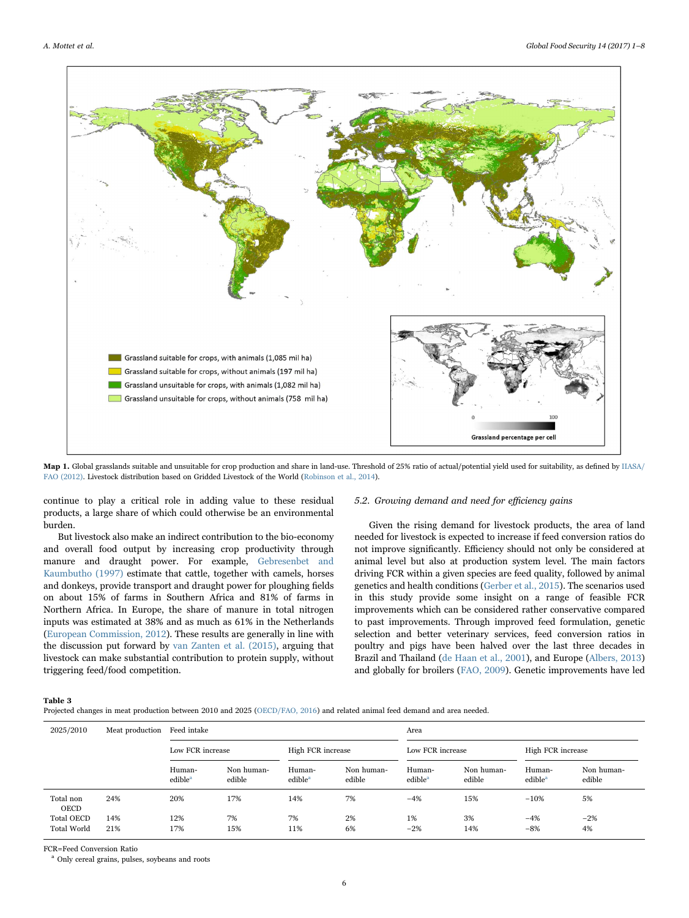Grassland suitable for crops, with animals (1,085 mil ha)

Grassland suitable for crops, without animals (197 mil ha)

Grassland unsuitable for crops, with animals (1,082 mil ha)

Grassland unsuitable for crops, without animals (758 mil ha)

Grassland percentage per cell

**Map 1.** Global grasslands suitable and unsuitable for crop production and share in land-use. Threshold of 25% ratio of actual/potential yield used for suitability, as defined by IIASA/FAO (2012). Livestock distribution based on Gridded Livestock of the World (Robinson et al., 2014).

continue to play a critical role in adding value to these residual products, a large share of which could otherwise be an environmental burden.

But livestock also make an indirect contribution to the bio-economy and overall food output by increasing crop productivity through manure and draught power. For example, Gebresenbet and Kaumbutho (1997) estimate that cattle, together with camels, horses and donkeys, provide transport and draught power for ploughing fields on about 15% of farms in Southern Africa and 81% of farms in Northern Africa. In Europe, the share of manure in total nitrogen inputs was estimated at 38% and as much as 61% in the Netherlands (European Commission, 2012). These results are generally in line with the discussion put forward by van Zanten et al. (2015), arguing that livestock can make substantial contribution to protein supply, without triggering feed/food competition.

### 5.2. Growing demand and need for efficiency gains

Given the rising demand for livestock products, the area of land needed for livestock is expected to increase if feed conversion ratios do not improve significantly. Efficiency should not only be considered at animal level but also at production system level. The main factors driving FCR within a given species are feed quality, followed by animal genetics and health conditions (Gerber et al., 2015). The scenarios used in this study provide some insight on a range of feasible FCR improvements which can be considered rather conservative compared to past improvements. Through improved feed formulation, genetic selection and better veterinary services, feed conversion ratios in poultry and pigs have been halved over the last three decades in Brazil and Thailand (de Haan et al., 2001), and Europe (Albers, 2013) and globally for broilers (FAO, 2009). Genetic improvements have led

**Table 3**
Projected changes in meat production between 2010 and 2025 (OECD/FAO, 2016) and related animal feed demand and area needed.

| 2025/2010 | Meat production | Feed intake | | | | Area | | | |
|---|---|---|---|---|---|---|---|---|---|
| | | Low FCR increase | | High FCR increase | | Low FCR increase | | High FCR increase | |
| | | Human-edible[a] | Non human-edible | Human-edible[a] | Non human-edible | Human-edible[a] | Non human-edible | Human-edible[a] | Non human-edible |
| Total non OECD | 24% | 20% | 17% | 14% | 7% | −4% | 15% | −10% | 5% |
| Total OECD | 14% | 12% | 7% | 7% | 2% | 1% | 3% | −4% | −2% |
| Total World | 21% | 17% | 15% | 11% | 6% | −2% | 14% | −8% | 4% |

FCR=Feed Conversion Ratio

[a] Only cereal grains, pulses, soybeans and roots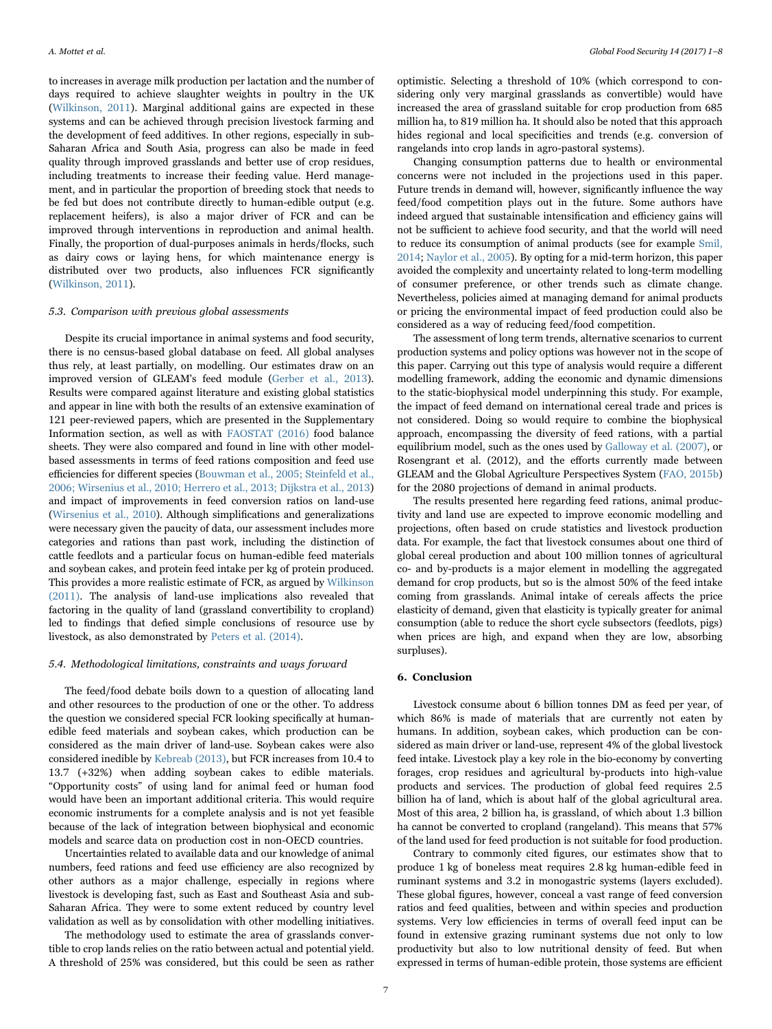to increases in average milk production per lactation and the number of days required to achieve slaughter weights in poultry in the UK (Wilkinson, 2011). Marginal additional gains are expected in these systems and can be achieved through precision livestock farming and the development of feed additives. In other regions, especially in sub-Saharan Africa and South Asia, progress can also be made in feed quality through improved grasslands and better use of crop residues, including treatments to increase their feeding value. Herd management, and in particular the proportion of breeding stock that needs to be fed but does not contribute directly to human-edible output (e.g. replacement heifers), is also a major driver of FCR and can be improved through interventions in reproduction and animal health. Finally, the proportion of dual-purposes animals in herds/flocks, such as dairy cows or laying hens, for which maintenance energy is distributed over two products, also influences FCR significantly (Wilkinson, 2011).

### 5.3. Comparison with previous global assessments

Despite its crucial importance in animal systems and food security, there is no census-based global database on feed. All global analyses thus rely, at least partially, on modelling. Our estimates draw on an improved version of GLEAM's feed module (Gerber et al., 2013). Results were compared against literature and existing global statistics and appear in line with both the results of an extensive examination of 121 peer-reviewed papers, which are presented in the Supplementary Information section, as well as with FAOSTAT (2016) food balance sheets. They were also compared and found in line with other model-based assessments in terms of feed rations composition and feed use efficiencies for different species (Bouwman et al., 2005; Steinfeld et al., 2006; Wirsenius et al., 2010; Herrero et al., 2013; Dijkstra et al., 2013) and impact of improvements in feed conversion ratios on land-use (Wirsenius et al., 2010). Although simplifications and generalizations were necessary given the paucity of data, our assessment includes more categories and rations than past work, including the distinction of cattle feedlots and a particular focus on human-edible feed materials and soybean cakes, and protein feed intake per kg of protein produced. This provides a more realistic estimate of FCR, as argued by Wilkinson (2011). The analysis of land-use implications also revealed that factoring in the quality of land (grassland convertibility to cropland) led to findings that defied simple conclusions of resource use by livestock, as also demonstrated by Peters et al. (2014).

### 5.4. Methodological limitations, constraints and ways forward

The feed/food debate boils down to a question of allocating land and other resources to the production of one or the other. To address the question we considered special FCR looking specifically at human-edible feed materials and soybean cakes, which production can be considered as the main driver of land-use. Soybean cakes were also considered inedible by Kebreab (2013), but FCR increases from 10.4 to 13.7 (+32%) when adding soybean cakes to edible materials. "Opportunity costs" of using land for animal feed or human food would have been an important additional criteria. This would require economic instruments for a complete analysis and is not yet feasible because of the lack of integration between biophysical and economic models and scarce data on production cost in non-OECD countries.

Uncertainties related to available data and our knowledge of animal numbers, feed rations and feed use efficiency are also recognized by other authors as a major challenge, especially in regions where livestock is developing fast, such as East and Southeast Asia and sub-Saharan Africa. They were to some extent reduced by country level validation as well as by consolidation with other modelling initiatives.

The methodology used to estimate the area of grasslands convertible to crop lands relies on the ratio between actual and potential yield. A threshold of 25% was considered, but this could be seen as rather optimistic. Selecting a threshold of 10% (which correspond to considering only very marginal grasslands as convertible) would have increased the area of grassland suitable for crop production from 685 million ha, to 819 million ha. It should also be noted that this approach hides regional and local specificities and trends (e.g. conversion of rangelands into crop lands in agro-pastoral systems).

Changing consumption patterns due to health or environmental concerns were not included in the projections used in this paper. Future trends in demand will, however, significantly influence the way feed/food competition plays out in the future. Some authors have indeed argued that sustainable intensification and efficiency gains will not be sufficient to achieve food security, and that the world will need to reduce its consumption of animal products (see for example Smil, 2014; Naylor et al., 2005). By opting for a mid-term horizon, this paper avoided the complexity and uncertainty related to long-term modelling of consumer preference, or other trends such as climate change. Nevertheless, policies aimed at managing demand for animal products or pricing the environmental impact of feed production could also be considered as a way of reducing feed/food competition.

The assessment of long term trends, alternative scenarios to current production systems and policy options was however not in the scope of this paper. Carrying out this type of analysis would require a different modelling framework, adding the economic and dynamic dimensions to the static-biophysical model underpinning this study. For example, the impact of feed demand on international cereal trade and prices is not considered. Doing so would require to combine the biophysical approach, encompassing the diversity of feed rations, with a partial equilibrium model, such as the ones used by Galloway et al. (2007), or Rosengrant et al. (2012), and the efforts currently made between GLEAM and the Global Agriculture Perspectives System (FAO, 2015b) for the 2080 projections of demand in animal products.

The results presented here regarding feed rations, animal productivity and land use are expected to improve economic modelling and projections, often based on crude statistics and livestock production data. For example, the fact that livestock consumes about one third of global cereal production and about 100 million tonnes of agricultural co- and by-products is a major element in modelling the aggregated demand for crop products, but so is the almost 50% of the feed intake coming from grasslands. Animal intake of cereals affects the price elasticity of demand, given that elasticity is typically greater for animal consumption (able to reduce the short cycle subsectors (feedlots, pigs) when prices are high, and expand when they are low, absorbing surpluses).

## 6. Conclusion

Livestock consume about 6 billion tonnes DM as feed per year, of which 86% is made of materials that are currently not eaten by humans. In addition, soybean cakes, which production can be considered as main driver or land-use, represent 4% of the global livestock feed intake. Livestock play a key role in the bio-economy by converting forages, crop residues and agricultural by-products into high-value products and services. The production of global feed requires 2.5 billion ha of land, which is about half of the global agricultural area. Most of this area, 2 billion ha, is grassland, of which about 1.3 billion ha cannot be converted to cropland (rangeland). This means that 57% of the land used for feed production is not suitable for food production.

Contrary to commonly cited figures, our estimates show that to produce 1 kg of boneless meat requires 2.8 kg human-edible feed in ruminant systems and 3.2 in monogastric systems (layers excluded). These global figures, however, conceal a vast range of feed conversion ratios and feed qualities, between and within species and production systems. Very low efficiencies in terms of overall feed input can be found in extensive grazing ruminant systems due not only to low productivity but also to low nutritional density of feed. But when expressed in terms of human-edible protein, those systems are efficient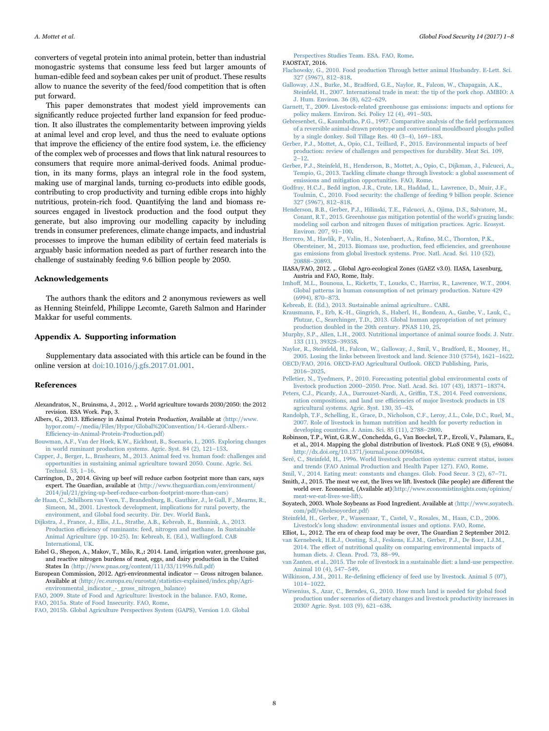converters of vegetal protein into animal protein, better than industrial monogastric systems that consume less feed but larger amounts of human-edible feed and soybean cakes per unit of product. These results allow to nuance the severity of the feed/food competition that is often put forward.

This paper demonstrates that modest yield improvements can significantly reduce projected further land expansion for feed production. It also illustrates the complementarity between improving yields at animal level and crop level, and thus the need to evaluate options that improve the efficiency of the entire food system, i.e. the efficiency of the complex web of processes and flows that link natural resources to consumers that require more animal-derived foods. Animal production, in its many forms, plays an integral role in the food system, making use of marginal lands, turning co-products into edible goods, contributing to crop productivity and turning edible crops into highly nutritious, protein-rich food. Quantifying the land and biomass resources engaged in livestock production and the food output they generate, but also improving our modelling capacity by including trends in consumer preferences, climate change impacts, and industrial processes to improve the human edibility of certain feed materials is arguably basic information needed as part of further research into the challenge of sustainably feeding 9.6 billion people by 2050.

## Acknowledgements

The authors thank the editors and 2 anonymous reviewers as well as Henning Steinfeld, Philippe Lecomte, Gareth Salmon and Harinder Makkar for useful comments.

## Appendix A. Supporting information

Supplementary data associated with this article can be found in the online version at doi:10.1016/j.gfs.2017.01.001.

## References

Alexandratos, N., Bruinsma, J., 2012. ,. World agriculture towards 2030/2050: the 2012 revision. ESA Work. Pap, 3.

Albers, G., 2013. Efficiency in Animal Protein Production, Available at ⟨http://www.hypor.com/~/media/Files/Hypor/Global%20Convention/14.-Gerard-Albers.-Efficiency-in-Animal-Protein-Production.pdf⟩

Bouwman, A.F., Van der Hoek, K.W., Eickhout, B., Soenario, I., 2005. Exploring changes in world ruminant production systems. Agric. Syst. 84 (2), 121–153.

Capper, J., Berger, L., Brashears, M., 2013. Animal feed vs. human food: challenges and opportunities in sustaining animal agriculture toward 2050. Counc. Agric. Sci. Technol. 53, 1–16.

Carrington, D., 2014. Giving up beef will reduce carbon footprint more than cars, says expert. The Guardian, available at ⟨http://www.theguardian.com/environment/2014/jul/21/giving-up-beef-reduce-carbon-footprint-more-than-cars⟩

de Haan, C., Schilhorn van Veen, T., Brandenburg, B., Gauthier, J., le Gall, F., Mearns, R., Simeon, M., 2001. Livestock development, implications for rural poverty, the environment, and Global food security. Dir. Dev. World Bank.

Dijkstra, J., France, J., Ellis, J.L., Strathe, A.B., Kebreab, E., Bannink, A., 2013. Production efficiency of ruminants: feed, nitrogen and methane. In Sustainable Animal Agriculture (pp. 10-25). In: Kebreab, E. (Ed.), Wallingford. CAB International, UK.

Eshel G., Shepon, A., Makov, T., Milo, R.,: 2014. Land, irrigation water, greenhouse gas, and reactive nitrogen burdens of meat, eggs, and dairy production in the United States In ⟨http://www.pnas.org/content/111/33/11996.full.pdf⟩

European Commission, 2012. Agri-environmental indicator — Gross nitrogen balance. Available at ⟨http://ec.europa.eu/eurostat/statistics-explained/index.php/Agri-environmental_indicator_-_gross_nitrogen_balance⟩

FAO, 2009. State of Food and Agriculture: livestock in the balance. FAO, Rome.

FAO, 2015a. State of Food Insecurity. FAO, Rome.

FAO, 2015b. Global Agriculture Perspectives System (GAPS), Version 1.0. Global Perspectives Studies Team. ESA. FAO, Rome.

FAOSTAT, 2016.

Flachowsky, G., 2010. Food production Through better animal Husbandry. E-Lett. Sci. 327 (5967), 812–818.

Galloway, J.N., Burke, M., Bradford, G.E., Naylor, R., Falcon, W., Chapagain, A.K., Steinfeld, H., 2007. International trade in meat: the tip of the pork chop. AMBIO: A J. Hum. Environ. 36 (8), 622–629.

Garnett, T., 2009. Livestock-related greenhouse gas emissions: impacts and options for policy makers. Environ. Sci. Policy 12 (4), 491–503.

Gebresenbet, G., Kaumbutho, P.G., 1997. Comparative analysis of the field performances of a reversible animal-drawn prototype and conventional mouldboard ploughs pulled by a single donkey. Soil Tillage Res. 40 (3–4), 169–183.

Gerber, P.J., Mottet, A., Opio, C.I., Teillard, F., 2015. Environmental impacts of beef production: review of challenges and perspectives for durability. Meat Sci. 109, 2–12.

Gerber, P.J., Steinfeld, H., Henderson, B., Mottet, A., Opio, C., Dijkman, J., Falcucci, A., Tempio, G., 2013. Tackling climate change through livestock: a global assessment of emissions and mitigation opportunities. FAO, Rome.

Godfray, H.C.J., Bedd ington, J.R., Crute, I.R., Haddad, L., Lawrence, D., Muir, J.F., Toulmin, C., 2010. Food security: the challenge of feeding 9 billion people. Science 327 (5967), 812–818.

Henderson, B.B., Gerber, P.J., Hilinski, T.E., Falcucci, A., Ojima, D.S., Salvatore, M., Conant, R.T., 2015. Greenhouse gas mitigation potential of the world's grazing lands: modeling soil carbon and nitrogen fluxes of mitigation practices. Agric. Ecosyst. Environ. 207, 91–100.

Herrero, M., Havlík, P., Valin, H., Notenbaert, A., Rufino, M.C., Thornton, P.K., Obersteiner, M., 2013. Biomass use, production, feed efficiencies, and greenhouse gas emissions from global livestock systems. Proc. Natl. Acad. Sci. 110 (52), 20888–20893.

IIASA/FAO, 2012. ,. Global Agro-ecological Zones (GAEZ v3.0). IIASA, Laxenburg, Austria and FAO, Rome, Italy.

Imhoff, M.L., Bounoua, L., Ricketts, T., Loucks, C., Harriss, R., Lawrence, W.T., 2004. Global patterns in human consumption of net primary production. Nature 429 (6994), 870–873.

Kebreab, E. (Ed.), 2013. Sustainable animal agriculture.. CABI.

Krausmann, F., Erb, K.-H., Gingrich, S., Haberl, H., Bondeau, A., Gaube, V., Lauk, C., Plutzar, C., Searchinger, T.D., 2013. Global human appropriation of net primary production doubled in the 20th century. PNAS 110, 25.

Murphy, S.P., Allen, L.H., 2003. Nutritional importance of animal source foods. J. Nutr. 133 (11), 3932S–3935S.

Naylor, R., Steinfeld, H., Falcon, W., Galloway, J., Smil, V., Bradford, E., Mooney, H., 2005. Losing the links between livestock and land. Science 310 (5754), 1621–1622.

OECD/FAO, 2016. OECD-FAO Agricultural Outlook. OECD Publishing, Paris, 2016–2025.

Pelletier, N., Tyedmers, P., 2010. Forecasting potential global environmental costs of livestock production 2000–2050. Proc. Natl. Acad. Sci. 107 (43), 18371–18374.

Peters, C.J., Picardy, J.A., Darrouzet-Nardi, A., Griffin, T.S., 2014. Feed conversions, ration compositions, and land use efficiencies of major livestock products in US agricultural systems. Agric. Syst. 130, 35–43.

Randolph, T.F., Schelling, E., Grace, D., Nicholson, C.F., Leroy, J.L., Cole, D.C., Ruel, M., 2007. Role of livestock in human nutrition and health for poverty reduction in developing countries. J. Anim. Sci. 85 (11), 2788–2800.

Robinson, T.P., Wint, G.R.W., Conchedda, G., Van Boeckel, T.P., Ercoli, V., Palamara, E., et al., 2014. Mapping the global distribution of livestock. PLoS ONE 9 (5), e96084. http://dx.doi.org/10.1371/journal.pone.0096084.

Seré, C., Steinfeld, H., 1996. World livestock production systems: current status, issues and trends (FAO Animal Production and Health Paper 127). FAO, Rome.

Smil, V., 2014. Eating meat: constants and changes. Glob. Food Secur. 3 (2), 67–71.

Smith, J., 2015. The meat we eat, the lives we lift. livestock (like people) are different the world over. Economist, (Available at)⟨http://www.economistinsights.com/opinion/meat-we-eat-lives-we-lift⟩.

Soyatech, 2003. Whole Soybeans as Food Ingredient. Available at ⟨http://www.soyatech.com/pdf/wholesoyorder.pdf⟩

Steinfeld, H., Gerber, P., Wassenaar, T., Castel, V., Rosales, M., Haan, C.D., 2006. Livestock's long shadow: environmental issues and options. FAO, Rome.

Elliot, L., 2012. The era of cheap food may be over, The Guardian 2 September 2012.

van Kernebeek, H.R.J., Oosting, S.J., Feskens, E.J.M., Gerber, P.J., De Boer, I.J.M., 2014. The effect of nutritional quality on comparing environmental impacts of human diets. J. Clean. Prod. 73, 88–99.

van Zanten, et al., 2015. The role of livestock in a sustainable diet: a land-use perspective. Animal 10 (4), 547–549.

Wilkinson, J.M., 2011. Re-defining efficiency of feed use by livestock. Animal 5 (07), 1014–1022.

Wirsenius, S., Azar, C., Berndes, G., 2010. How much land is needed for global food production under scenarios of dietary changes and livestock productivity increases in 2030? Agric. Syst. 103 (9), 621–638.